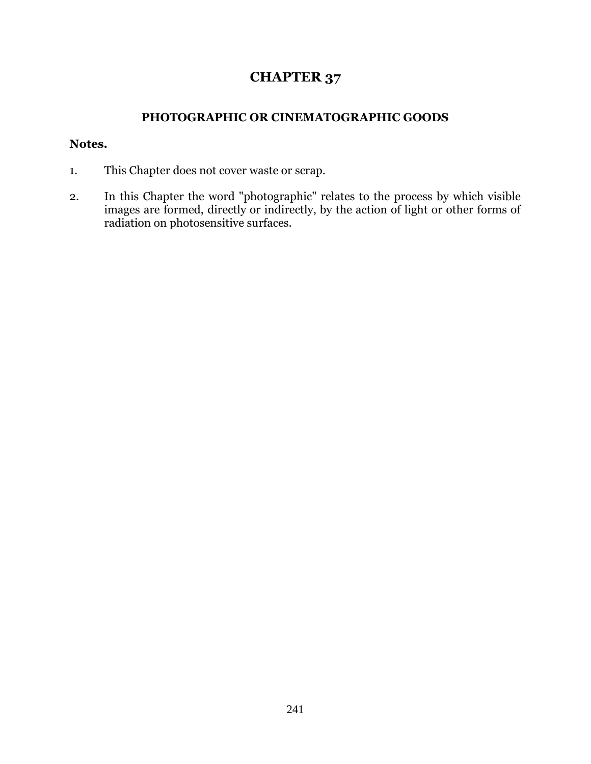# CHAPTER 37

## PHOTOGRAPHIC OR CINEMATOGRAPHIC GOODS

**Notes.**

1. This Chapter does not cover waste or scrap.

2. In this Chapter the word "photographic" relates to the process by which visible images are formed, directly or indirectly, by the action of light or other forms of radiation on photosensitive surfaces.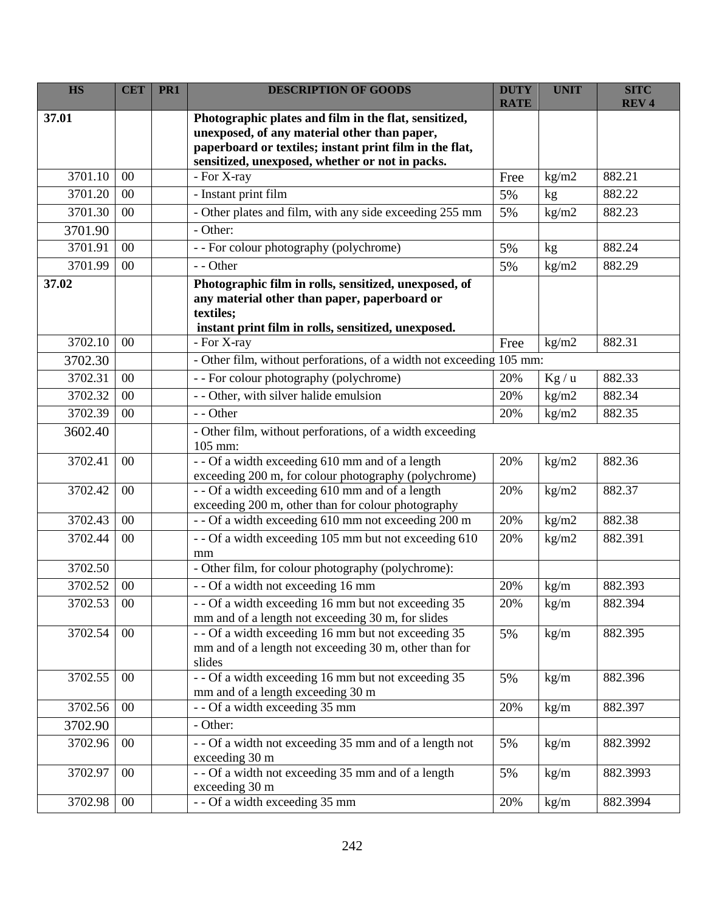| HS | CET | PR1 | DESCRIPTION OF GOODS | DUTY RATE | UNIT | SITC REV 4 |
|---|---|---|---|---|---|---|
| **37.01** | | | **Photographic plates and film in the flat, sensitized, unexposed, of any material other than paper, paperboard or textiles; instant print film in the flat, sensitized, unexposed, whether or not in packs.** | | | |
| 3701.10 | 00 | | - For X-ray | Free | kg/m2 | 882.21 |
| 3701.20 | 00 | | - Instant print film | 5% | kg | 882.22 |
| 3701.30 | 00 | | - Other plates and film, with any side exceeding 255 mm | 5% | kg/m2 | 882.23 |
| 3701.90 | | | - Other: | | | |
| 3701.91 | 00 | | - - For colour photography (polychrome) | 5% | kg | 882.24 |
| 3701.99 | 00 | | - - Other | 5% | kg/m2 | 882.29 |
| **37.02** | | | **Photographic film in rolls, sensitized, unexposed, of any material other than paper, paperboard or textiles; instant print film in rolls, sensitized, unexposed.** | | | |
| 3702.10 | 00 | | - For X-ray | Free | kg/m2 | 882.31 |
| 3702.30 | | | - Other film, without perforations, of a width not exceeding 105 mm: | | | |
| 3702.31 | 00 | | - - For colour photography (polychrome) | 20% | Kg / u | 882.33 |
| 3702.32 | 00 | | - - Other, with silver halide emulsion | 20% | kg/m2 | 882.34 |
| 3702.39 | 00 | | - - Other | 20% | kg/m2 | 882.35 |
| 3602.40 | | | - Other film, without perforations, of a width exceeding 105 mm: | | | |
| 3702.41 | 00 | | - - Of a width exceeding 610 mm and of a length exceeding 200 m, for colour photography (polychrome) | 20% | kg/m2 | 882.36 |
| 3702.42 | 00 | | - - Of a width exceeding 610 mm and of a length exceeding 200 m, other than for colour photography | 20% | kg/m2 | 882.37 |
| 3702.43 | 00 | | - - Of a width exceeding 610 mm not exceeding 200 m | 20% | kg/m2 | 882.38 |
| 3702.44 | 00 | | - - Of a width exceeding 105 mm but not exceeding 610 mm | 20% | kg/m2 | 882.391 |
| 3702.50 | | | - Other film, for colour photography (polychrome): | | | |
| 3702.52 | 00 | | - - Of a width not exceeding 16 mm | 20% | kg/m | 882.393 |
| 3702.53 | 00 | | - - Of a width exceeding 16 mm but not exceeding 35 mm and of a length not exceeding 30 m, for slides | 20% | kg/m | 882.394 |
| 3702.54 | 00 | | - - Of a width exceeding 16 mm but not exceeding 35 mm and of a length not exceeding 30 m, other than for slides | 5% | kg/m | 882.395 |
| 3702.55 | 00 | | - - Of a width exceeding 16 mm but not exceeding 35 mm and of a length exceeding 30 m | 5% | kg/m | 882.396 |
| 3702.56 | 00 | | - - Of a width exceeding 35 mm | 20% | kg/m | 882.397 |
| 3702.90 | | | - Other: | | | |
| 3702.96 | 00 | | - - Of a width not exceeding 35 mm and of a length not exceeding 30 m | 5% | kg/m | 882.3992 |
| 3702.97 | 00 | | - - Of a width not exceeding 35 mm and of a length exceeding 30 m | 5% | kg/m | 882.3993 |
| 3702.98 | 00 | | - - Of a width exceeding 35 mm | 20% | kg/m | 882.3994 |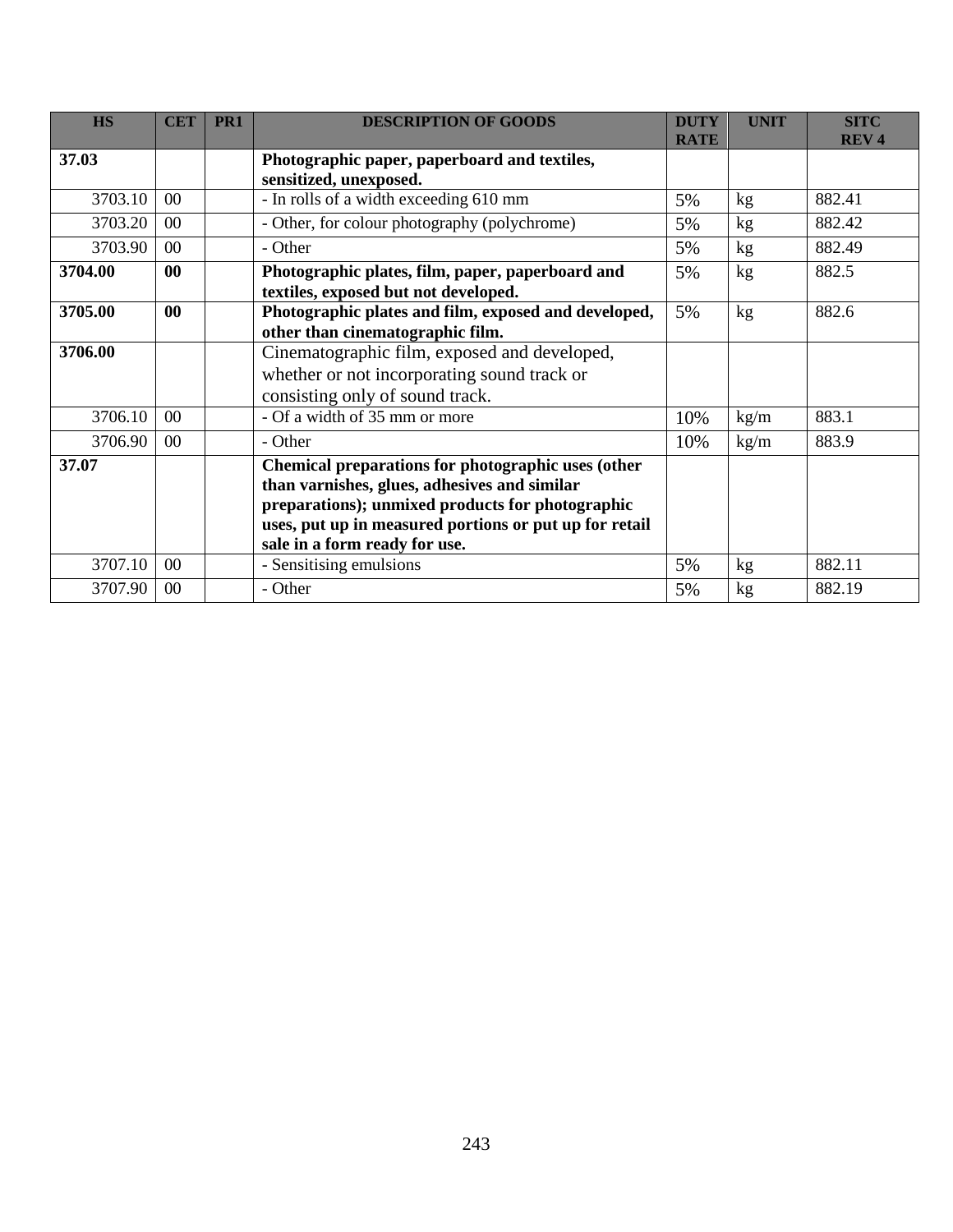| HS | CET | PR1 | DESCRIPTION OF GOODS | DUTY RATE | UNIT | SITC REV 4 |
|---|---|---|---|---|---|---|
| **37.03** | | | **Photographic paper, paperboard and textiles, sensitized, unexposed.** | | | |
| 3703.10 | 00 | | - In rolls of a width exceeding 610 mm | 5% | kg | 882.41 |
| 3703.20 | 00 | | - Other, for colour photography (polychrome) | 5% | kg | 882.42 |
| 3703.90 | 00 | | - Other | 5% | kg | 882.49 |
| **3704.00** | **00** | | **Photographic plates, film, paper, paperboard and textiles, exposed but not developed.** | 5% | kg | 882.5 |
| **3705.00** | **00** | | **Photographic plates and film, exposed and developed, other than cinematographic film.** | 5% | kg | 882.6 |
| **3706.00** | | | Cinematographic film, exposed and developed, whether or not incorporating sound track or consisting only of sound track. | | | |
| 3706.10 | 00 | | - Of a width of 35 mm or more | 10% | kg/m | 883.1 |
| 3706.90 | 00 | | - Other | 10% | kg/m | 883.9 |
| **37.07** | | | **Chemical preparations for photographic uses (other than varnishes, glues, adhesives and similar preparations); unmixed products for photographic uses, put up in measured portions or put up for retail sale in a form ready for use.** | | | |
| 3707.10 | 00 | | - Sensitising emulsions | 5% | kg | 882.11 |
| 3707.90 | 00 | | - Other | 5% | kg | 882.19 |